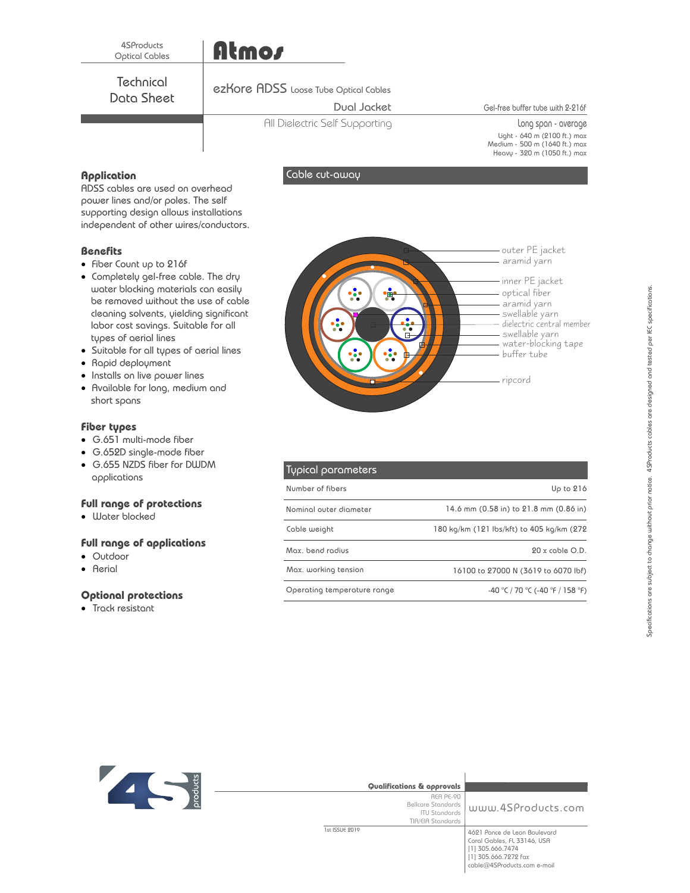4SProducts
Optical Cables

# Atmos

## Technical Data Sheet

**ezKore ADSS** Loose Tube Optical Cables

Dual Jacket

All Dielectric Self Supporting

Gel-free buffer tube with 2-216f

Long span - average

Light - 640 m (2100 ft.) max
Medium - 500 m (1640 ft.) max
Heavy - 320 m (1050 ft.) max

### Application

ADSS cables are used on overhead power lines and/or poles. The self supporting design allows installations independent of other wires/conductors.

### Benefits

- Fiber Count up to 216f
- Completely gel-free cable. The dry water blocking materials can easily be removed without the use of cable cleaning solvents, yielding significant labor cost savings. Suitable for all types of aerial lines
- Suitable for all types of aerial lines
- Rapid deployment
- Installs on live power lines
- Available for long, medium and short spans

### Fiber types

- G.651 multi-mode fiber
- G.652D single-mode fiber
- G.655 NZDS fiber for DWDM applications

### Full range of protections

- Water blocked

### Full range of applications

- Outdoor
- Aerial

### Optional protections

- Track resistant

### Cable cut-away

- outer PE jacket
- aramid yarn
- inner PE jacket
- optical fiber
- aramid yarn
- swellable yarn
- dielectric central member
- swellable yarn
- water-blocking tape
- buffer tube
- ripcord

### Typical parameters

| Parameter | Value |
|---|---|
| Number of fibers | Up to 216 |
| Nominal outer diameter | 14.6 mm (0.58 in) to 21.8 mm (0.86 in) |
| Cable weight | 180 kg/km (121 lbs/kft) to 405 kg/km (272 |
| Max. bend radius | 20 x cable O.D. |
| Max. working tension | 16100 to 27000 N (3619 to 6070 lbf) |
| Operating temperature range | -40 °C / 70 °C (-40 °F / 158 °F) |

Specifications are subject to change without prior notice. 4SProducts cables are designed and tested per IEC specifications.

**Qualifications & approvals**

REA PE-90
Bellcore Standards
ITU Standards
TIA/EIA Standards

1st ISSUE 2019

www.4SProducts.com

4621 Ponce de Leon Boulevard
Coral Gables, FL 33146, USA
[1] 305.666.7474
[1] 305.666.7272 fax
cable@4SProducts.com e-mail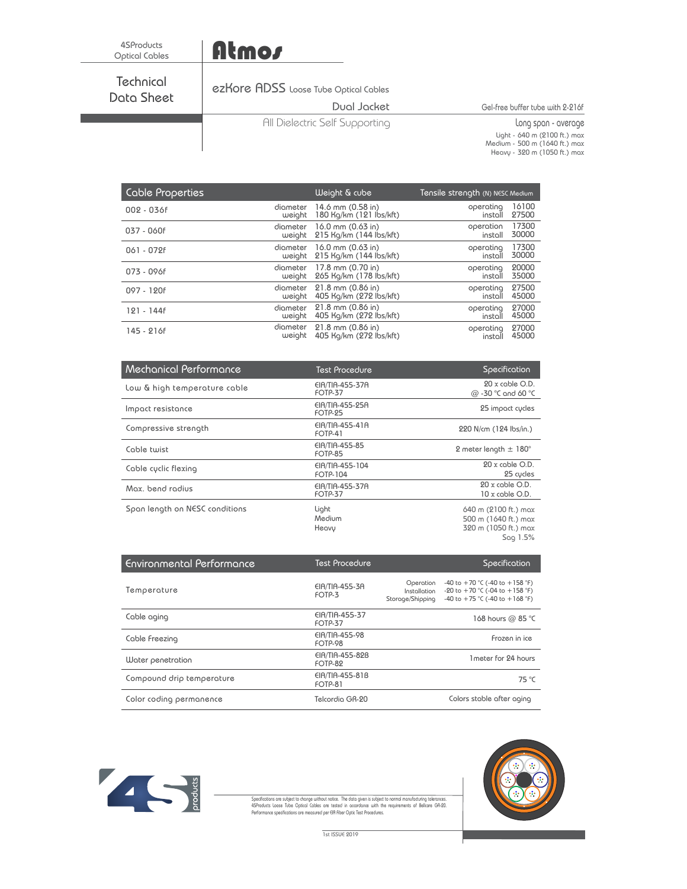4SProducts
Optical Cables

# Atmos

## Technical Data Sheet

### ezKore ADSS Loose Tube Optical Cables

Dual Jacket

All Dielectric Self Supporting

Gel-free buffer tube with 2-216f

Long span - average

Light - 640 m (2100 ft.) max
Medium - 500 m (1640 ft.) max
Heavy - 320 m (1050 ft.) max

| Cable Properties | | Weight & cube | Tensile strength (N) NESC Medium | |
|---|---|---|---|---|
| 002 - 036f | diameter<br>weight | 14.6 mm (0.58 in)<br>180 Kg/km (121 lbs/kft) | operating<br>install | 16100<br>27500 |
| 037 - 060f | diameter<br>weight | 16.0 mm (0.63 in)<br>215 Kg/km (144 lbs/kft) | operation<br>install | 17300<br>30000 |
| 061 - 072f | diameter<br>weight | 16.0 mm (0.63 in)<br>215 Kg/km (144 lbs/kft) | operating<br>install | 17300<br>30000 |
| 073 - 096f | diameter<br>weight | 17.8 mm (0.70 in)<br>265 Kg/km (178 lbs/kft) | operating<br>install | 20000<br>35000 |
| 097 - 120f | diameter<br>weight | 21.8 mm (0.86 in)<br>405 Kg/km (272 lbs/kft) | operating<br>install | 27500<br>45000 |
| 121 - 144f | diameter<br>weight | 21.8 mm (0.86 in)<br>405 Kg/km (272 lbs/kft) | operating<br>install | 27000<br>45000 |
| 145 - 216f | diameter<br>weight | 21.8 mm (0.86 in)<br>405 Kg/km (272 lbs/kft) | operating<br>install | 27000<br>45000 |

| Mechanical Performance | Test Procedure | Specification |
|---|---|---|
| Low & high temperature cable | EIA/TIA-455-37A<br>FOTP-37 | 20 x cable O.D.<br>@ -30 °C and 60 °C |
| Impact resistance | EIA/TIA-455-25A<br>FOTP-25 | 25 impact cycles |
| Compressive strength | EIA/TIA-455-41A<br>FOTP-41 | 220 N/cm (124 lbs/in.) |
| Cable twist | EIA/TIA-455-85<br>FOTP-85 | 2 meter length ± 180° |
| Cable cyclic flexing | EIA/TIA-455-104<br>FOTP-104 | 20 x cable O.D.<br>25 cycles |
| Max. bend radius | EIA/TIA-455-37A<br>FOTP-37 | 20 x cable O.D.<br>10 x cable O.D. |
| Span length on NESC conditions | Light<br>Medium<br>Heavy | 640 m (2100 ft.) max<br>500 m (1640 ft.) max<br>320 m (1050 ft.) max<br>Sag 1.5% |

| Environmental Performance | Test Procedure | | Specification |
|---|---|---|---|
| Temperature | EIA/TIA-455-3A<br>FOTP-3 | Operation<br>Installation<br>Storage/Shipping | -40 to +70 °C (-40 to +158 °F)<br>-20 to +70 °C (-04 to +158 °F)<br>-40 to +75 °C (-40 to +168 °F) |
| Cable aging | EIA/TIA-455-37<br>FOTP-37 | | 168 hours @ 85 °C |
| Cable Freezing | EIA/TIA-455-98<br>FOTP-98 | | Frozen in ice |
| Water penetration | EIA/TIA-455-82B<br>FOTP-82 | | 1meter for 24 hours |
| Compound drip temperature | EIA/TIA-455-81B<br>FOTP-81 | | 75 °C |
| Color coding permanence | Telcordia GR-20 | | Colors stable after aging |

Specifications are subject to change without notice. The data given is subject to normal manufacturing tolerances. 4SProducts Loose Tube Optical Cables are tested in accordance with the requirements of Bellcore GR-20. Performance specifications are measured per EIA Fiber Optic Test Procedures.

1st ISSUE 2019